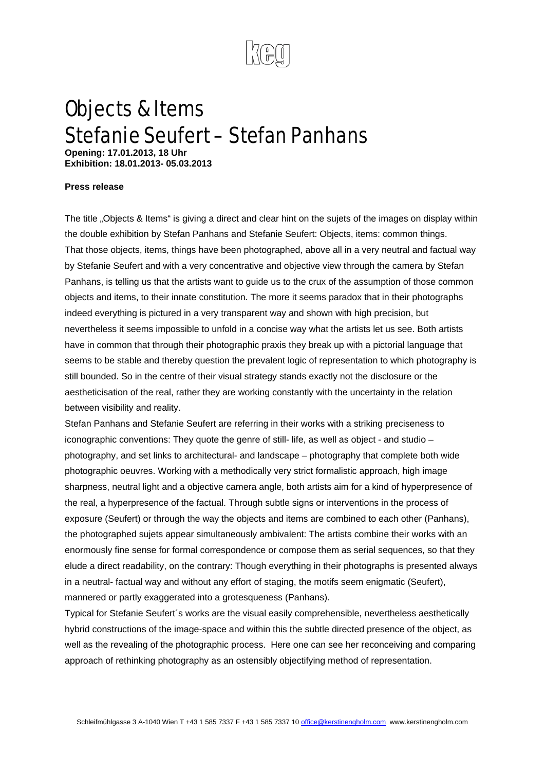# Objects & Items
# Stefanie Seufert – Stefan Panhans

**Opening: 17.01.2013, 18 Uhr**
**Exhibition: 18.01.2013- 05.03.2013**

**Press release**

The title „Objects & Items" is giving a direct and clear hint on the sujets of the images on display within the double exhibition by Stefan Panhans and Stefanie Seufert: Objects, items: common things. That those objects, items, things have been photographed, above all in a very neutral and factual way by Stefanie Seufert and with a very concentrative and objective view through the camera by Stefan Panhans, is telling us that the artists want to guide us to the crux of the assumption of those common objects and items, to their innate constitution. The more it seems paradox that in their photographs indeed everything is pictured in a very transparent way and shown with high precision, but nevertheless it seems impossible to unfold in a concise way what the artists let us see. Both artists have in common that through their photographic praxis they break up with a pictorial language that seems to be stable and thereby question the prevalent logic of representation to which photography is still bounded. So in the centre of their visual strategy stands exactly not the disclosure or the aestheticisation of the real, rather they are working constantly with the uncertainty in the relation between visibility and reality.

Stefan Panhans and Stefanie Seufert are referring in their works with a striking preciseness to iconographic conventions: They quote the genre of still- life, as well as object - and studio – photography, and set links to architectural- and landscape – photography that complete both wide photographic oeuvres. Working with a methodically very strict formalistic approach, high image sharpness, neutral light and a objective camera angle, both artists aim for a kind of hyperpresence of the real, a hyperpresence of the factual. Through subtle signs or interventions in the process of exposure (Seufert) or through the way the objects and items are combined to each other (Panhans), the photographed sujets appear simultaneously ambivalent: The artists combine their works with an enormously fine sense for formal correspondence or compose them as serial sequences, so that they elude a direct readability, on the contrary: Though everything in their photographs is presented always in a neutral- factual way and without any effort of staging, the motifs seem enigmatic (Seufert), mannered or partly exaggerated into a grotesqueness (Panhans).

Typical for Stefanie Seufert´s works are the visual easily comprehensible, nevertheless aesthetically hybrid constructions of the image-space and within this the subtle directed presence of the object, as well as the revealing of the photographic process. Here one can see her reconceiving and comparing approach of rethinking photography as an ostensibly objectifying method of representation.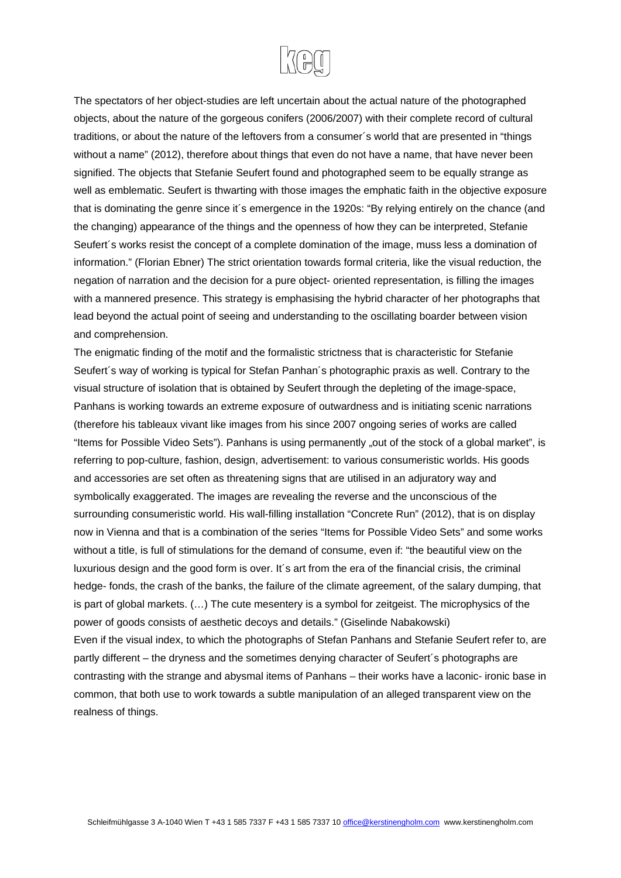The spectators of her object-studies are left uncertain about the actual nature of the photographed objects, about the nature of the gorgeous conifers (2006/2007) with their complete record of cultural traditions, or about the nature of the leftovers from a consumer´s world that are presented in "things without a name" (2012), therefore about things that even do not have a name, that have never been signified. The objects that Stefanie Seufert found and photographed seem to be equally strange as well as emblematic. Seufert is thwarting with those images the emphatic faith in the objective exposure that is dominating the genre since it´s emergence in the 1920s: "By relying entirely on the chance (and the changing) appearance of the things and the openness of how they can be interpreted, Stefanie Seufert´s works resist the concept of a complete domination of the image, muss less a domination of information." (Florian Ebner) The strict orientation towards formal criteria, like the visual reduction, the negation of narration and the decision for a pure object- oriented representation, is filling the images with a mannered presence. This strategy is emphasising the hybrid character of her photographs that lead beyond the actual point of seeing and understanding to the oscillating boarder between vision and comprehension.

The enigmatic finding of the motif and the formalistic strictness that is characteristic for Stefanie Seufert´s way of working is typical for Stefan Panhan´s photographic praxis as well. Contrary to the visual structure of isolation that is obtained by Seufert through the depleting of the image-space, Panhans is working towards an extreme exposure of outwardness and is initiating scenic narrations (therefore his tableaux vivant like images from his since 2007 ongoing series of works are called "Items for Possible Video Sets"). Panhans is using permanently „out of the stock of a global market", is referring to pop-culture, fashion, design, advertisement: to various consumeristic worlds. His goods and accessories are set often as threatening signs that are utilised in an adjuratory way and symbolically exaggerated. The images are revealing the reverse and the unconscious of the surrounding consumeristic world. His wall-filling installation "Concrete Run" (2012), that is on display now in Vienna and that is a combination of the series "Items for Possible Video Sets" and some works without a title, is full of stimulations for the demand of consume, even if: "the beautiful view on the luxurious design and the good form is over. It´s art from the era of the financial crisis, the criminal hedge- fonds, the crash of the banks, the failure of the climate agreement, of the salary dumping, that is part of global markets. (…) The cute mesentery is a symbol for zeitgeist. The microphysics of the power of goods consists of aesthetic decoys and details." (Giselinde Nabakowski)

Even if the visual index, to which the photographs of Stefan Panhans and Stefanie Seufert refer to, are partly different – the dryness and the sometimes denying character of Seufert´s photographs are contrasting with the strange and abysmal items of Panhans – their works have a laconic- ironic base in common, that both use to work towards a subtle manipulation of an alleged transparent view on the realness of things.